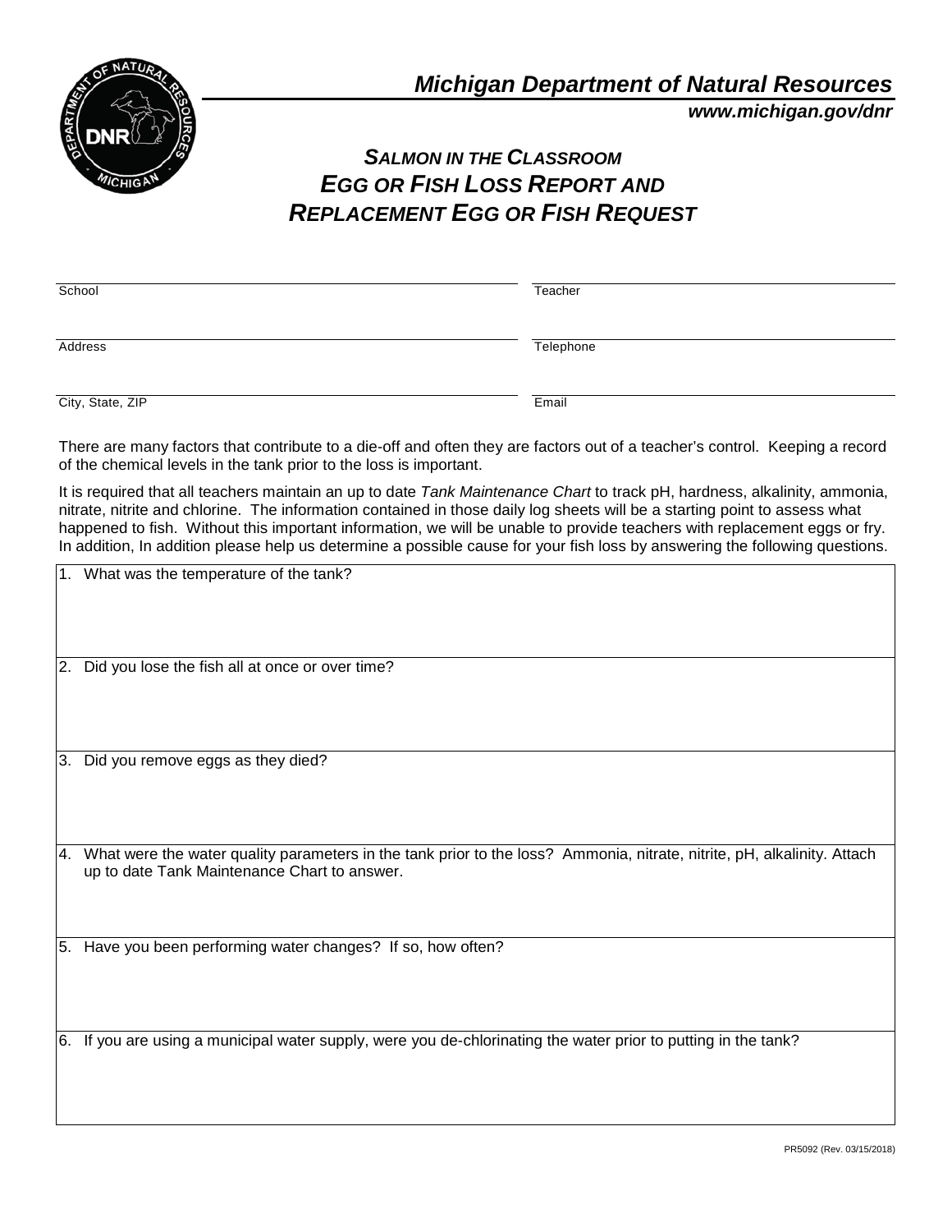# Michigan Department of Natural Resources

***www.michigan.gov/dnr***

## *SALMON IN THE CLASSROOM EGG OR FISH LOSS REPORT AND REPLACEMENT EGG OR FISH REQUEST*

| School | Teacher |
|---|---|
| Address | Telephone |
| City, State, ZIP | Email |

There are many factors that contribute to a die-off and often they are factors out of a teacher's control. Keeping a record of the chemical levels in the tank prior to the loss is important.

It is required that all teachers maintain an up to date *Tank Maintenance Chart* to track pH, hardness, alkalinity, ammonia, nitrate, nitrite and chlorine. The information contained in those daily log sheets will be a starting point to assess what happened to fish. Without this important information, we will be unable to provide teachers with replacement eggs or fry. In addition, In addition please help us determine a possible cause for your fish loss by answering the following questions.

1. What was the temperature of the tank?

2. Did you lose the fish all at once or over time?

3. Did you remove eggs as they died?

4. What were the water quality parameters in the tank prior to the loss? Ammonia, nitrate, nitrite, pH, alkalinity. Attach up to date Tank Maintenance Chart to answer.

5. Have you been performing water changes? If so, how often?

6. If you are using a municipal water supply, were you de-chlorinating the water prior to putting in the tank?

PR5092 (Rev. 03/15/2018)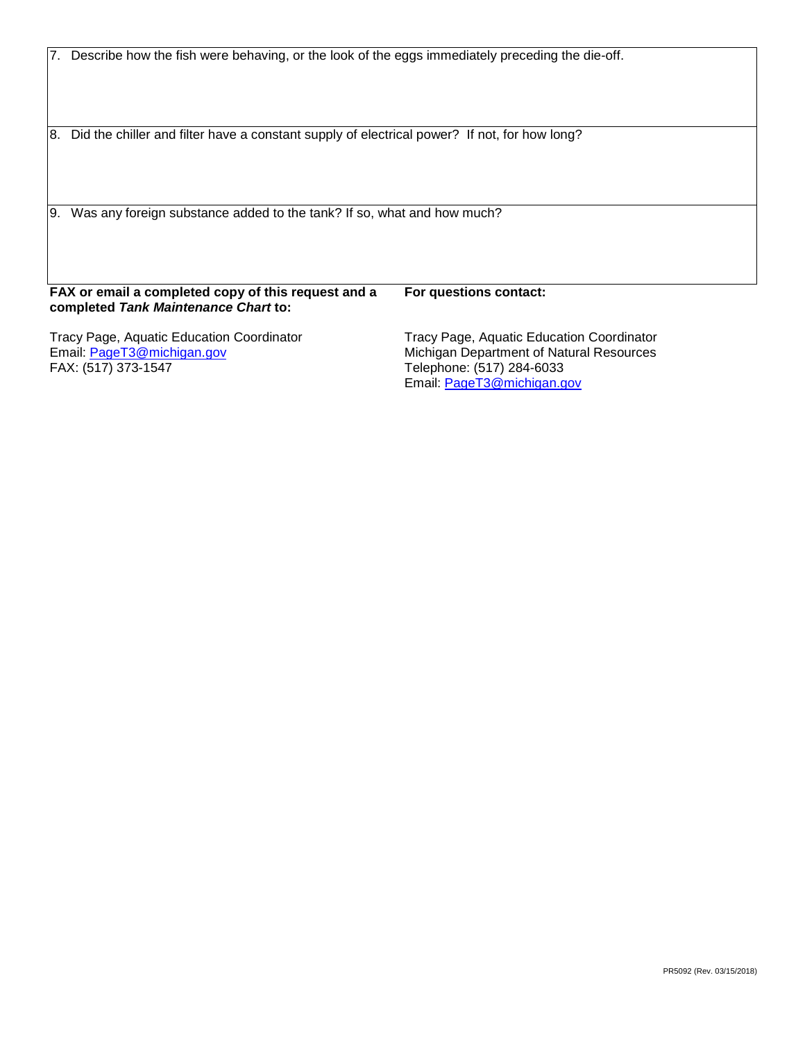7. Describe how the fish were behaving, or the look of the eggs immediately preceding the die-off.

8. Did the chiller and filter have a constant supply of electrical power? If not, for how long?

9. Was any foreign substance added to the tank? If so, what and how much?

**FAX or email a completed copy of this request and a completed *Tank Maintenance Chart* to:**

Tracy Page, Aquatic Education Coordinator
Email: PageT3@michigan.gov
FAX: (517) 373-1547

**For questions contact:**

Tracy Page, Aquatic Education Coordinator
Michigan Department of Natural Resources
Telephone: (517) 284-6033
Email: PageT3@michigan.gov

PR5092 (Rev. 03/15/2018)